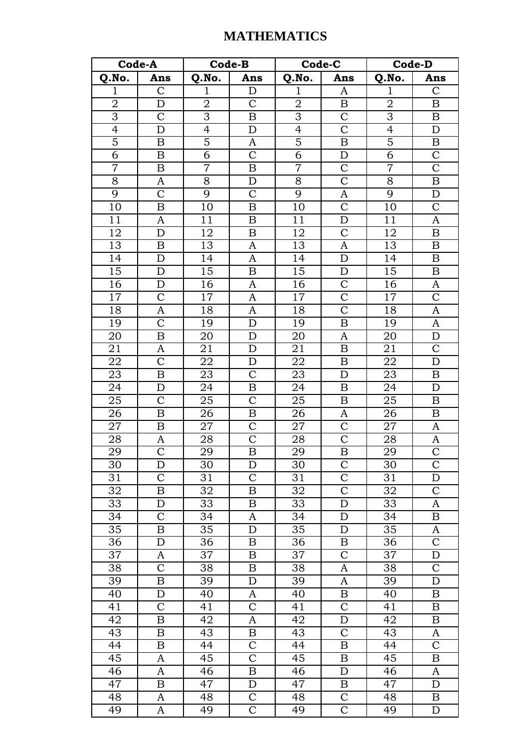# MATHEMATICS

| Code-A | | Code-B | | Code-C | | Code-D | |
|---|---|---|---|---|---|---|---|
| Q.No. | Ans | Q.No. | Ans | Q.No. | Ans | Q.No. | Ans |
| 1 | C | 1 | D | 1 | A | 1 | C |
| 2 | D | 2 | C | 2 | B | 2 | B |
| 3 | C | 3 | B | 3 | C | 3 | B |
| 4 | D | 4 | D | 4 | C | 4 | D |
| 5 | B | 5 | A | 5 | B | 5 | B |
| 6 | B | 6 | C | 6 | D | 6 | C |
| 7 | B | 7 | B | 7 | C | 7 | C |
| 8 | A | 8 | D | 8 | C | 8 | B |
| 9 | C | 9 | C | 9 | A | 9 | D |
| 10 | B | 10 | B | 10 | C | 10 | C |
| 11 | A | 11 | B | 11 | D | 11 | A |
| 12 | D | 12 | B | 12 | C | 12 | B |
| 13 | B | 13 | A | 13 | A | 13 | B |
| 14 | D | 14 | A | 14 | D | 14 | B |
| 15 | D | 15 | B | 15 | D | 15 | B |
| 16 | D | 16 | A | 16 | C | 16 | A |
| 17 | C | 17 | A | 17 | C | 17 | C |
| 18 | A | 18 | A | 18 | C | 18 | A |
| 19 | C | 19 | D | 19 | B | 19 | A |
| 20 | B | 20 | D | 20 | A | 20 | D |
| 21 | A | 21 | D | 21 | B | 21 | C |
| 22 | C | 22 | D | 22 | B | 22 | D |
| 23 | B | 23 | C | 23 | D | 23 | B |
| 24 | D | 24 | B | 24 | B | 24 | D |
| 25 | C | 25 | C | 25 | B | 25 | B |
| 26 | B | 26 | B | 26 | A | 26 | B |
| 27 | B | 27 | C | 27 | C | 27 | A |
| 28 | A | 28 | C | 28 | C | 28 | A |
| 29 | C | 29 | B | 29 | B | 29 | C |
| 30 | D | 30 | D | 30 | C | 30 | C |
| 31 | C | 31 | C | 31 | C | 31 | D |
| 32 | B | 32 | B | 32 | C | 32 | C |
| 33 | D | 33 | B | 33 | D | 33 | A |
| 34 | C | 34 | A | 34 | D | 34 | B |
| 35 | B | 35 | D | 35 | D | 35 | A |
| 36 | D | 36 | B | 36 | B | 36 | C |
| 37 | A | 37 | B | 37 | C | 37 | D |
| 38 | C | 38 | B | 38 | A | 38 | C |
| 39 | B | 39 | D | 39 | A | 39 | D |
| 40 | D | 40 | A | 40 | B | 40 | B |
| 41 | C | 41 | C | 41 | C | 41 | B |
| 42 | B | 42 | A | 42 | D | 42 | B |
| 43 | B | 43 | B | 43 | C | 43 | A |
| 44 | B | 44 | C | 44 | B | 44 | C |
| 45 | A | 45 | C | 45 | B | 45 | B |
| 46 | A | 46 | B | 46 | D | 46 | A |
| 47 | B | 47 | D | 47 | B | 47 | D |
| 48 | A | 48 | C | 48 | C | 48 | B |
| 49 | A | 49 | C | 49 | C | 49 | D |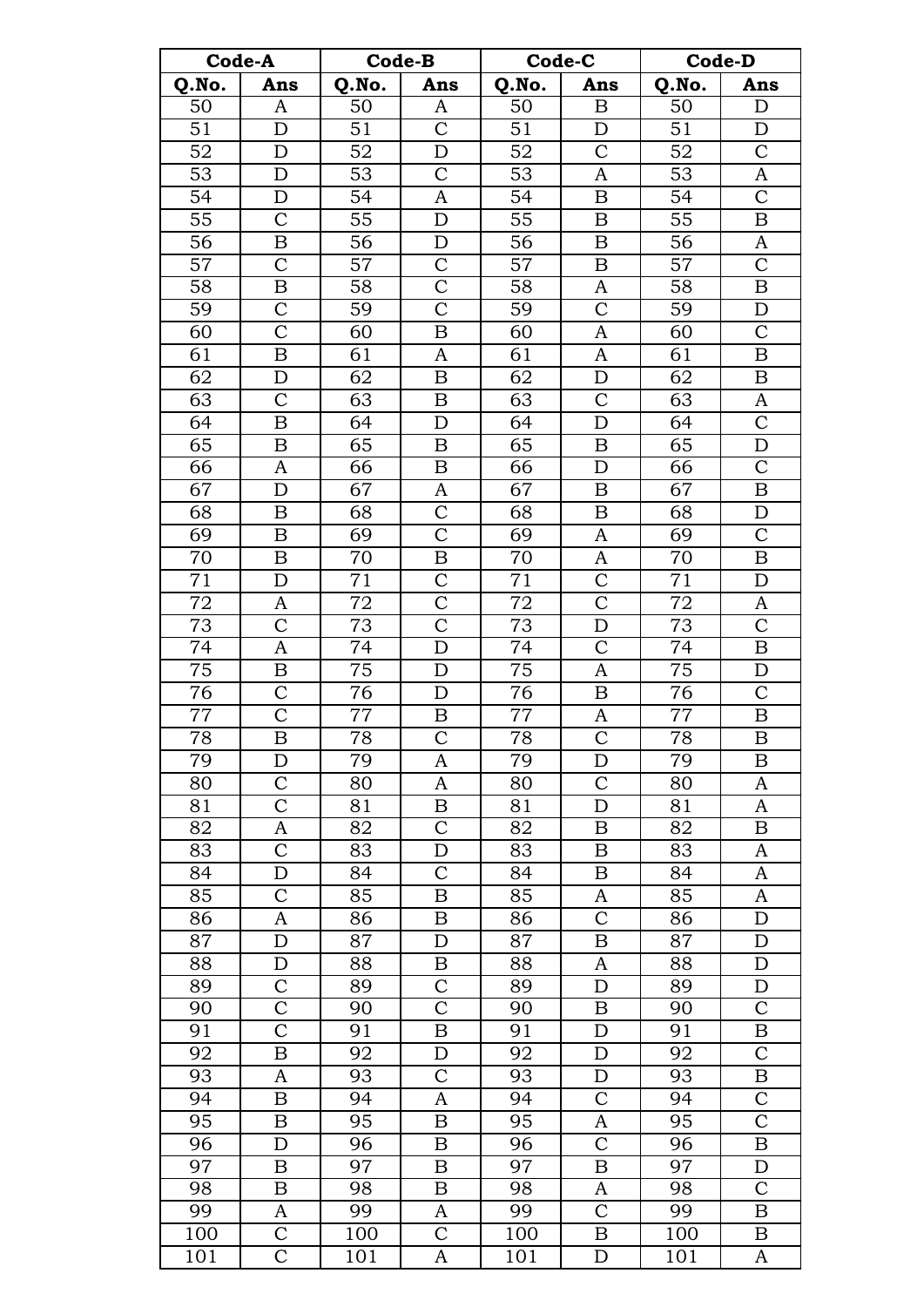| Code-A | | Code-B | | Code-C | | Code-D | |
|---|---|---|---|---|---|---|---|
| **Q.No.** | **Ans** | **Q.No.** | **Ans** | **Q.No.** | **Ans** | **Q.No.** | **Ans** |
| 50 | A | 50 | A | 50 | B | 50 | D |
| 51 | D | 51 | C | 51 | D | 51 | D |
| 52 | D | 52 | D | 52 | C | 52 | C |
| 53 | D | 53 | C | 53 | A | 53 | A |
| 54 | D | 54 | A | 54 | B | 54 | C |
| 55 | C | 55 | D | 55 | B | 55 | B |
| 56 | B | 56 | D | 56 | B | 56 | A |
| 57 | C | 57 | C | 57 | B | 57 | C |
| 58 | B | 58 | C | 58 | A | 58 | B |
| 59 | C | 59 | C | 59 | C | 59 | D |
| 60 | C | 60 | B | 60 | A | 60 | C |
| 61 | B | 61 | A | 61 | A | 61 | B |
| 62 | D | 62 | B | 62 | D | 62 | B |
| 63 | C | 63 | B | 63 | C | 63 | A |
| 64 | B | 64 | D | 64 | D | 64 | C |
| 65 | B | 65 | B | 65 | B | 65 | D |
| 66 | A | 66 | B | 66 | D | 66 | C |
| 67 | D | 67 | A | 67 | B | 67 | B |
| 68 | B | 68 | C | 68 | B | 68 | D |
| 69 | B | 69 | C | 69 | A | 69 | C |
| 70 | B | 70 | B | 70 | A | 70 | B |
| 71 | D | 71 | C | 71 | C | 71 | D |
| 72 | A | 72 | C | 72 | C | 72 | A |
| 73 | C | 73 | C | 73 | D | 73 | C |
| 74 | A | 74 | D | 74 | C | 74 | B |
| 75 | B | 75 | D | 75 | A | 75 | D |
| 76 | C | 76 | D | 76 | B | 76 | C |
| 77 | C | 77 | B | 77 | A | 77 | B |
| 78 | B | 78 | C | 78 | C | 78 | B |
| 79 | D | 79 | A | 79 | D | 79 | B |
| 80 | C | 80 | A | 80 | C | 80 | A |
| 81 | C | 81 | B | 81 | D | 81 | A |
| 82 | A | 82 | C | 82 | B | 82 | B |
| 83 | C | 83 | D | 83 | B | 83 | A |
| 84 | D | 84 | C | 84 | B | 84 | A |
| 85 | C | 85 | B | 85 | A | 85 | A |
| 86 | A | 86 | B | 86 | C | 86 | D |
| 87 | D | 87 | D | 87 | B | 87 | D |
| 88 | D | 88 | B | 88 | A | 88 | D |
| 89 | C | 89 | C | 89 | D | 89 | D |
| 90 | C | 90 | C | 90 | B | 90 | C |
| 91 | C | 91 | B | 91 | D | 91 | B |
| 92 | B | 92 | D | 92 | D | 92 | C |
| 93 | A | 93 | C | 93 | D | 93 | B |
| 94 | B | 94 | A | 94 | C | 94 | C |
| 95 | B | 95 | B | 95 | A | 95 | C |
| 96 | D | 96 | B | 96 | C | 96 | B |
| 97 | B | 97 | B | 97 | B | 97 | D |
| 98 | B | 98 | B | 98 | A | 98 | C |
| 99 | A | 99 | A | 99 | C | 99 | B |
| 100 | C | 100 | C | 100 | B | 100 | B |
| 101 | C | 101 | A | 101 | D | 101 | A |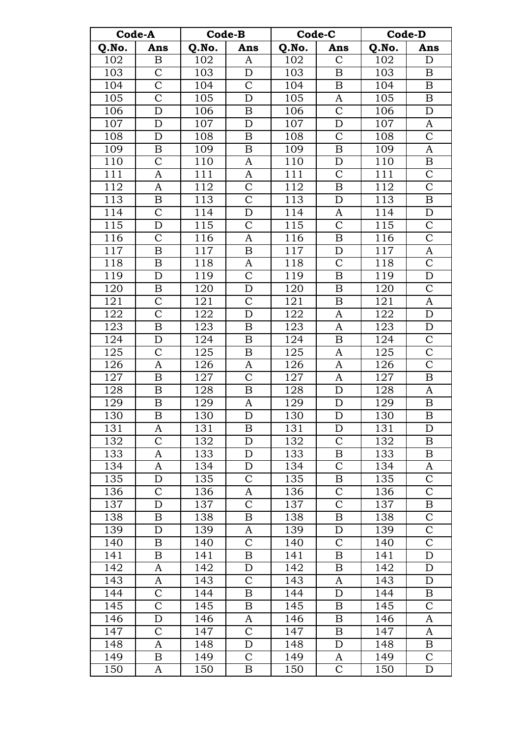| Code-A | | Code-B | | Code-C | | Code-D | |
|---|---|---|---|---|---|---|---|
| **Q.No.** | **Ans** | **Q.No.** | **Ans** | **Q.No.** | **Ans** | **Q.No.** | **Ans** |
| 102 | B | 102 | A | 102 | C | 102 | D |
| 103 | C | 103 | D | 103 | B | 103 | B |
| 104 | C | 104 | C | 104 | B | 104 | B |
| 105 | C | 105 | D | 105 | A | 105 | B |
| 106 | D | 106 | B | 106 | C | 106 | D |
| 107 | D | 107 | D | 107 | D | 107 | A |
| 108 | D | 108 | B | 108 | C | 108 | C |
| 109 | B | 109 | B | 109 | B | 109 | A |
| 110 | C | 110 | A | 110 | D | 110 | B |
| 111 | A | 111 | A | 111 | C | 111 | C |
| 112 | A | 112 | C | 112 | B | 112 | C |
| 113 | B | 113 | C | 113 | D | 113 | B |
| 114 | C | 114 | D | 114 | A | 114 | D |
| 115 | D | 115 | C | 115 | C | 115 | C |
| 116 | C | 116 | A | 116 | B | 116 | C |
| 117 | B | 117 | B | 117 | D | 117 | A |
| 118 | B | 118 | A | 118 | C | 118 | C |
| 119 | D | 119 | C | 119 | B | 119 | D |
| 120 | B | 120 | D | 120 | B | 120 | C |
| 121 | C | 121 | C | 121 | B | 121 | A |
| 122 | C | 122 | D | 122 | A | 122 | D |
| 123 | B | 123 | B | 123 | A | 123 | D |
| 124 | D | 124 | B | 124 | B | 124 | C |
| 125 | C | 125 | B | 125 | A | 125 | C |
| 126 | A | 126 | A | 126 | A | 126 | C |
| 127 | B | 127 | C | 127 | A | 127 | B |
| 128 | B | 128 | B | 128 | D | 128 | A |
| 129 | B | 129 | A | 129 | D | 129 | B |
| 130 | B | 130 | D | 130 | D | 130 | B |
| 131 | A | 131 | B | 131 | D | 131 | D |
| 132 | C | 132 | D | 132 | C | 132 | B |
| 133 | A | 133 | D | 133 | B | 133 | B |
| 134 | A | 134 | D | 134 | C | 134 | A |
| 135 | D | 135 | C | 135 | B | 135 | C |
| 136 | C | 136 | A | 136 | C | 136 | C |
| 137 | D | 137 | C | 137 | C | 137 | B |
| 138 | B | 138 | B | 138 | B | 138 | C |
| 139 | D | 139 | A | 139 | D | 139 | C |
| 140 | B | 140 | C | 140 | C | 140 | C |
| 141 | B | 141 | B | 141 | B | 141 | D |
| 142 | A | 142 | D | 142 | B | 142 | D |
| 143 | A | 143 | C | 143 | A | 143 | D |
| 144 | C | 144 | B | 144 | D | 144 | B |
| 145 | C | 145 | B | 145 | B | 145 | C |
| 146 | D | 146 | A | 146 | B | 146 | A |
| 147 | C | 147 | C | 147 | B | 147 | A |
| 148 | A | 148 | D | 148 | D | 148 | B |
| 149 | B | 149 | C | 149 | A | 149 | C |
| 150 | A | 150 | B | 150 | C | 150 | D |